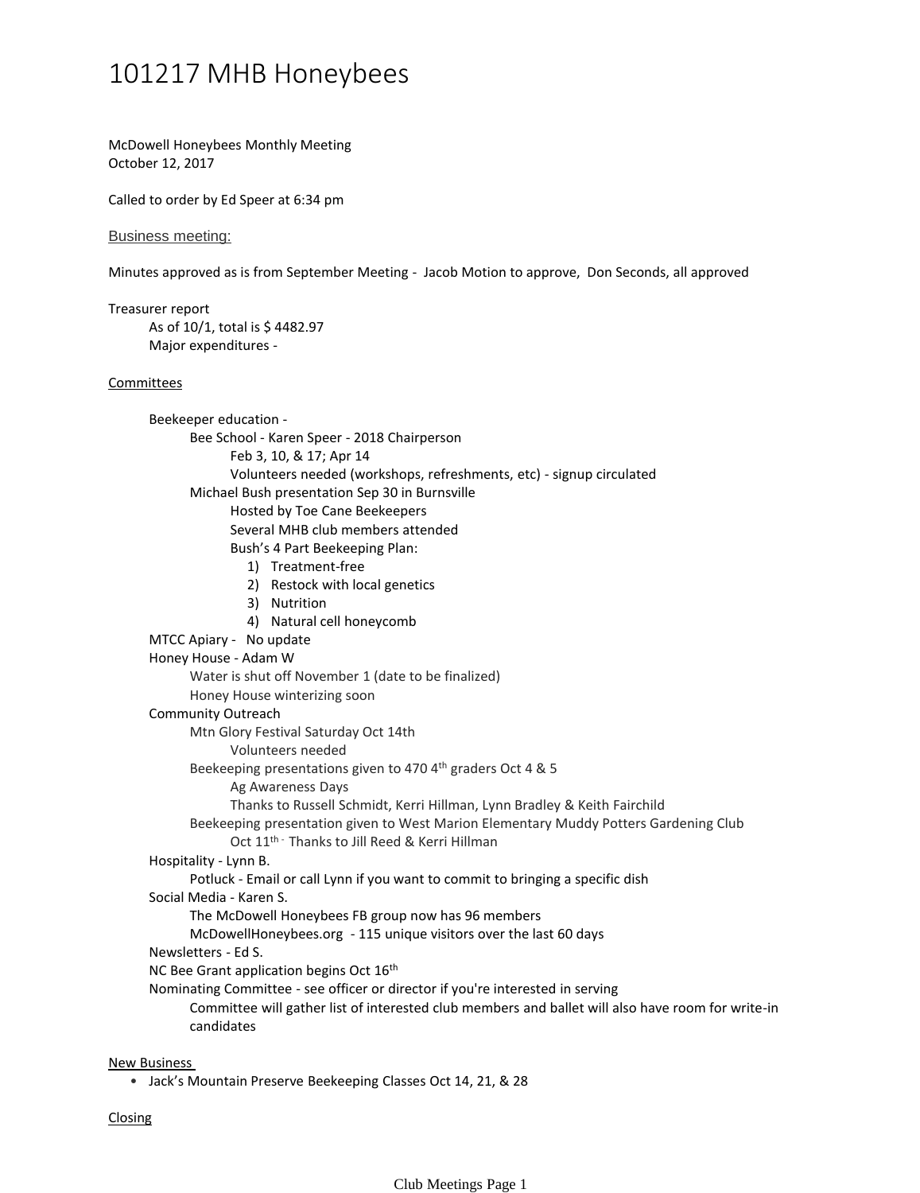# 101217 MHB Honeybees

McDowell Honeybees Monthly Meeting
October 12, 2017

Called to order by Ed Speer at 6:34 pm

## Business meeting:

Minutes approved as is from September Meeting - Jacob Motion to approve, Don Seconds, all approved

Treasurer report
- As of 10/1, total is $ 4482.97
- Major expenditures -

### Committees

- Beekeeper education -
  - Bee School - Karen Speer - 2018 Chairperson
    - Feb 3, 10, & 17; Apr 14
    - Volunteers needed (workshops, refreshments, etc) - signup circulated
  - Michael Bush presentation Sep 30 in Burnsville
    - Hosted by Toe Cane Beekeepers
    - Several MHB club members attended
    - Bush's 4 Part Beekeeping Plan:
      1) Treatment-free
      2) Restock with local genetics
      3) Nutrition
      4) Natural cell honeycomb
- MTCC Apiary - No update
- Honey House - Adam W
  - Water is shut off November 1 (date to be finalized)
  - Honey House winterizing soon
- Community Outreach
  - Mtn Glory Festival Saturday Oct 14th
    - Volunteers needed
  - Beekeeping presentations given to 470 4th graders Oct 4 & 5
    - Ag Awareness Days
    - Thanks to Russell Schmidt, Kerri Hillman, Lynn Bradley & Keith Fairchild
  - Beekeeping presentation given to West Marion Elementary Muddy Potters Gardening Club
    - Oct 11th - Thanks to Jill Reed & Kerri Hillman
- Hospitality - Lynn B.
  - Potluck - Email or call Lynn if you want to commit to bringing a specific dish
- Social Media - Karen S.
  - The McDowell Honeybees FB group now has 96 members
  - McDowellHoneybees.org - 115 unique visitors over the last 60 days
- Newsletters - Ed S.
- NC Bee Grant application begins Oct 16th
- Nominating Committee - see officer or director if you're interested in serving
  - Committee will gather list of interested club members and ballet will also have room for write-in candidates

### New Business

- Jack's Mountain Preserve Beekeeping Classes Oct 14, 21, & 28

### Closing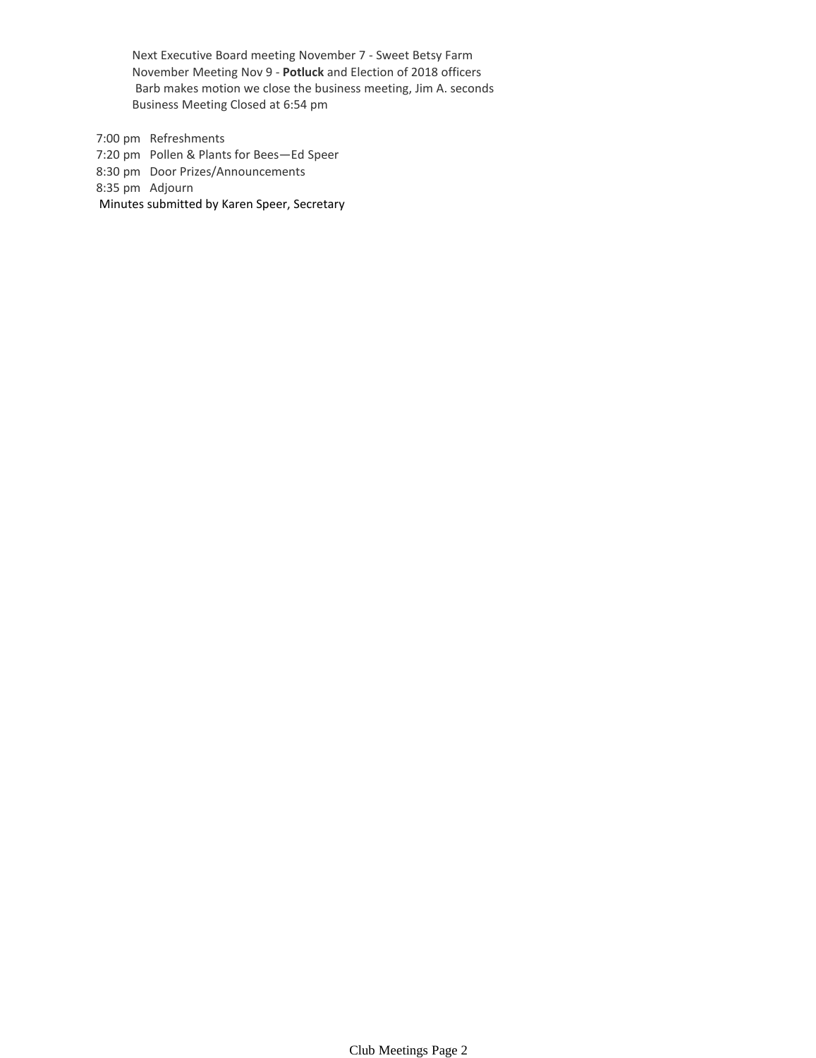Next Executive Board meeting November 7 - Sweet Betsy Farm
November Meeting Nov 9 - **Potluck** and Election of 2018 officers
Barb makes motion we close the business meeting, Jim A. seconds
Business Meeting Closed at 6:54 pm

7:00 pm Refreshments
7:20 pm Pollen & Plants for Bees—Ed Speer
8:30 pm Door Prizes/Announcements
8:35 pm Adjourn

Minutes submitted by Karen Speer, Secretary